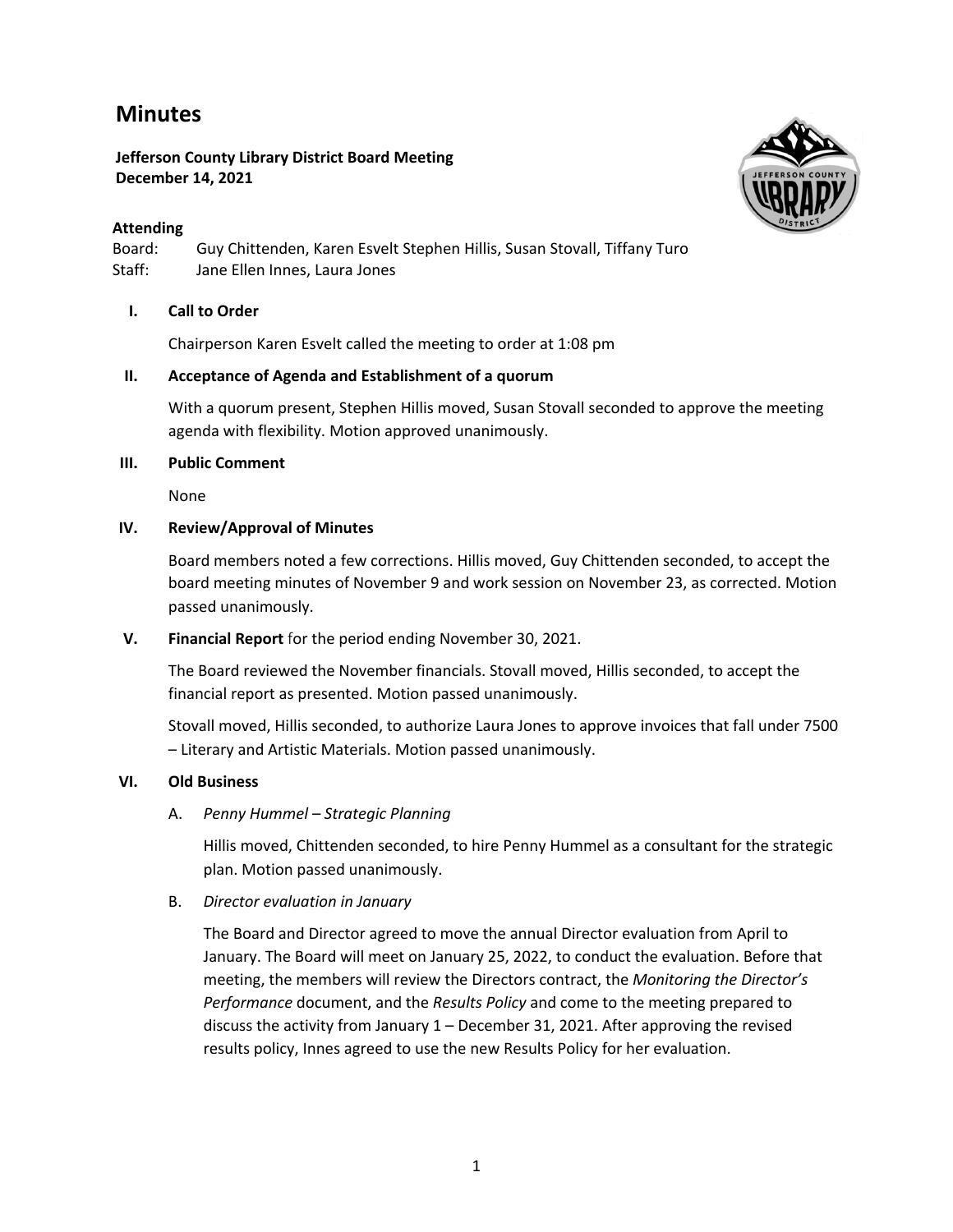# Minutes

**Jefferson County Library District Board Meeting**
**December 14, 2021**

**Attending**

Board: Guy Chittenden, Karen Esvelt Stephen Hillis, Susan Stovall, Tiffany Turo
Staff: Jane Ellen Innes, Laura Jones

## I. Call to Order

Chairperson Karen Esvelt called the meeting to order at 1:08 pm

## II. Acceptance of Agenda and Establishment of a quorum

With a quorum present, Stephen Hillis moved, Susan Stovall seconded to approve the meeting agenda with flexibility. Motion approved unanimously.

## III. Public Comment

None

## IV. Review/Approval of Minutes

Board members noted a few corrections. Hillis moved, Guy Chittenden seconded, to accept the board meeting minutes of November 9 and work session on November 23, as corrected. Motion passed unanimously.

## V. Financial Report for the period ending November 30, 2021.

The Board reviewed the November financials. Stovall moved, Hillis seconded, to accept the financial report as presented. Motion passed unanimously.

Stovall moved, Hillis seconded, to authorize Laura Jones to approve invoices that fall under 7500 – Literary and Artistic Materials. Motion passed unanimously.

## VI. Old Business

### A. *Penny Hummel – Strategic Planning*

Hillis moved, Chittenden seconded, to hire Penny Hummel as a consultant for the strategic plan. Motion passed unanimously.

### B. *Director evaluation in January*

The Board and Director agreed to move the annual Director evaluation from April to January. The Board will meet on January 25, 2022, to conduct the evaluation. Before that meeting, the members will review the Directors contract, the *Monitoring the Director's Performance* document, and the *Results Policy* and come to the meeting prepared to discuss the activity from January 1 – December 31, 2021. After approving the revised results policy, Innes agreed to use the new Results Policy for her evaluation.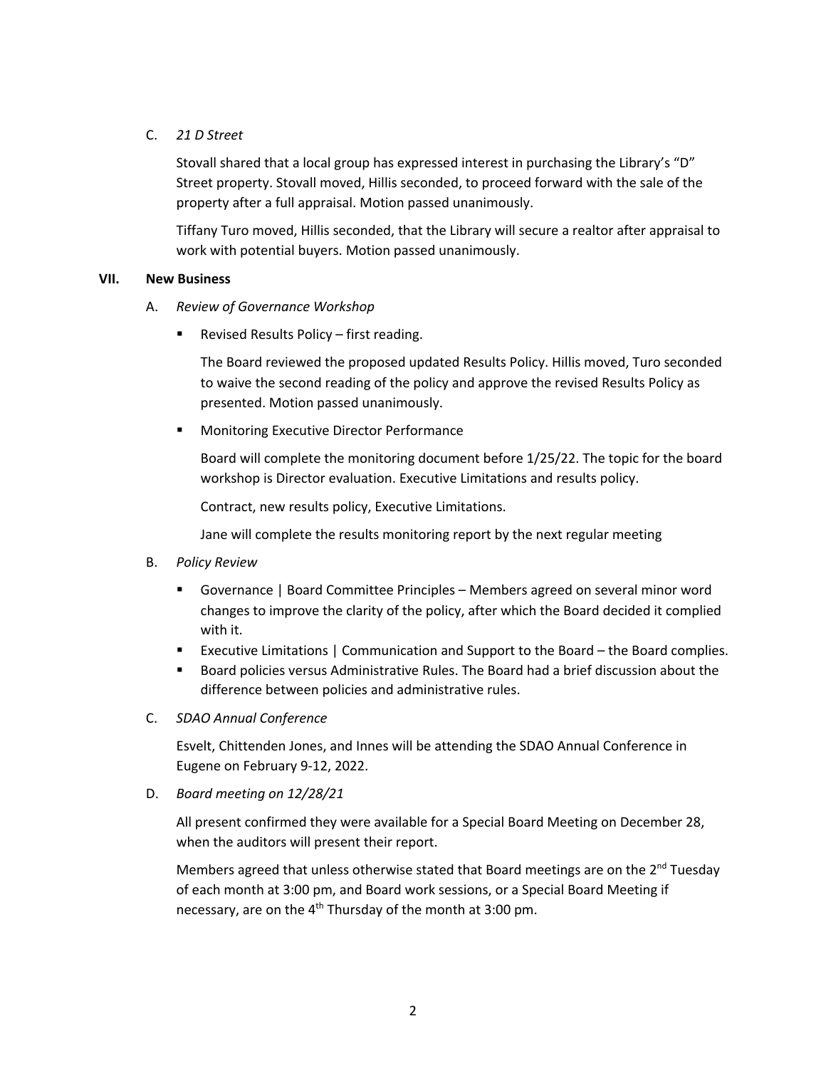C. *21 D Street*

Stovall shared that a local group has expressed interest in purchasing the Library's "D" Street property. Stovall moved, Hillis seconded, to proceed forward with the sale of the property after a full appraisal. Motion passed unanimously.

Tiffany Turo moved, Hillis seconded, that the Library will secure a realtor after appraisal to work with potential buyers. Motion passed unanimously.

## VII. New Business

A. *Review of Governance Workshop*

- Revised Results Policy – first reading.

  The Board reviewed the proposed updated Results Policy. Hillis moved, Turo seconded to waive the second reading of the policy and approve the revised Results Policy as presented. Motion passed unanimously.

- Monitoring Executive Director Performance

  Board will complete the monitoring document before 1/25/22. The topic for the board workshop is Director evaluation. Executive Limitations and results policy.

  Contract, new results policy, Executive Limitations.

  Jane will complete the results monitoring report by the next regular meeting

B. *Policy Review*

- Governance | Board Committee Principles – Members agreed on several minor word changes to improve the clarity of the policy, after which the Board decided it complied with it.
- Executive Limitations | Communication and Support to the Board – the Board complies.
- Board policies versus Administrative Rules. The Board had a brief discussion about the difference between policies and administrative rules.

C. *SDAO Annual Conference*

Esvelt, Chittenden Jones, and Innes will be attending the SDAO Annual Conference in Eugene on February 9-12, 2022.

D. *Board meeting on 12/28/21*

All present confirmed they were available for a Special Board Meeting on December 28, when the auditors will present their report.

Members agreed that unless otherwise stated that Board meetings are on the 2nd Tuesday of each month at 3:00 pm, and Board work sessions, or a Special Board Meeting if necessary, are on the 4th Thursday of the month at 3:00 pm.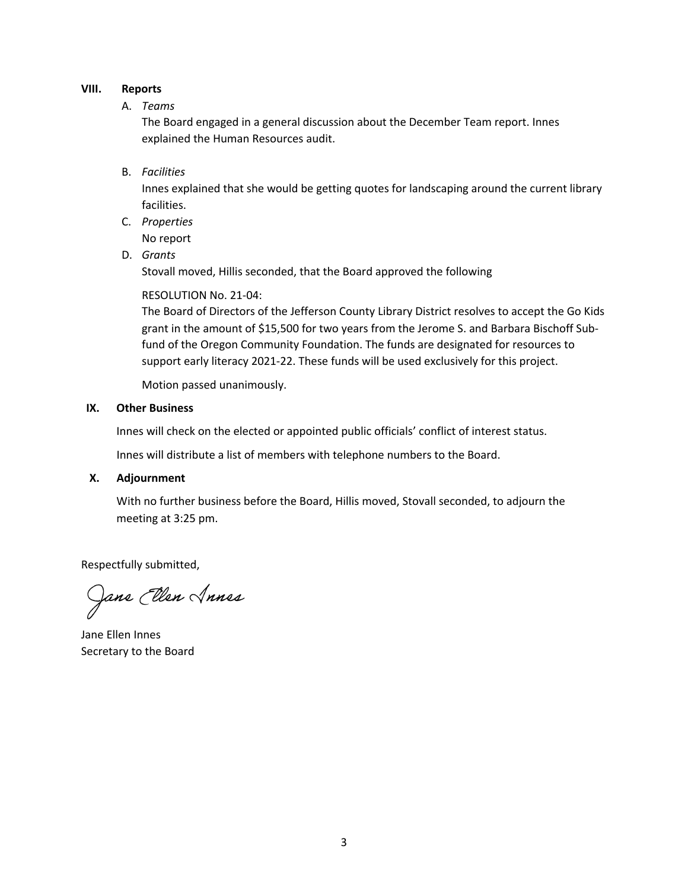## VIII. Reports

A. *Teams*

The Board engaged in a general discussion about the December Team report. Innes explained the Human Resources audit.

B. *Facilities*

Innes explained that she would be getting quotes for landscaping around the current library facilities.

C. *Properties*

No report

D. *Grants*

Stovall moved, Hillis seconded, that the Board approved the following

RESOLUTION No. 21-04:

The Board of Directors of the Jefferson County Library District resolves to accept the Go Kids grant in the amount of $15,500 for two years from the Jerome S. and Barbara Bischoff Sub-fund of the Oregon Community Foundation. The funds are designated for resources to support early literacy 2021-22. These funds will be used exclusively for this project.

Motion passed unanimously.

## IX. Other Business

Innes will check on the elected or appointed public officials' conflict of interest status.

Innes will distribute a list of members with telephone numbers to the Board.

## X. Adjournment

With no further business before the Board, Hillis moved, Stovall seconded, to adjourn the meeting at 3:25 pm.

Respectfully submitted,

Jane Ellen Innes

Jane Ellen Innes
Secretary to the Board